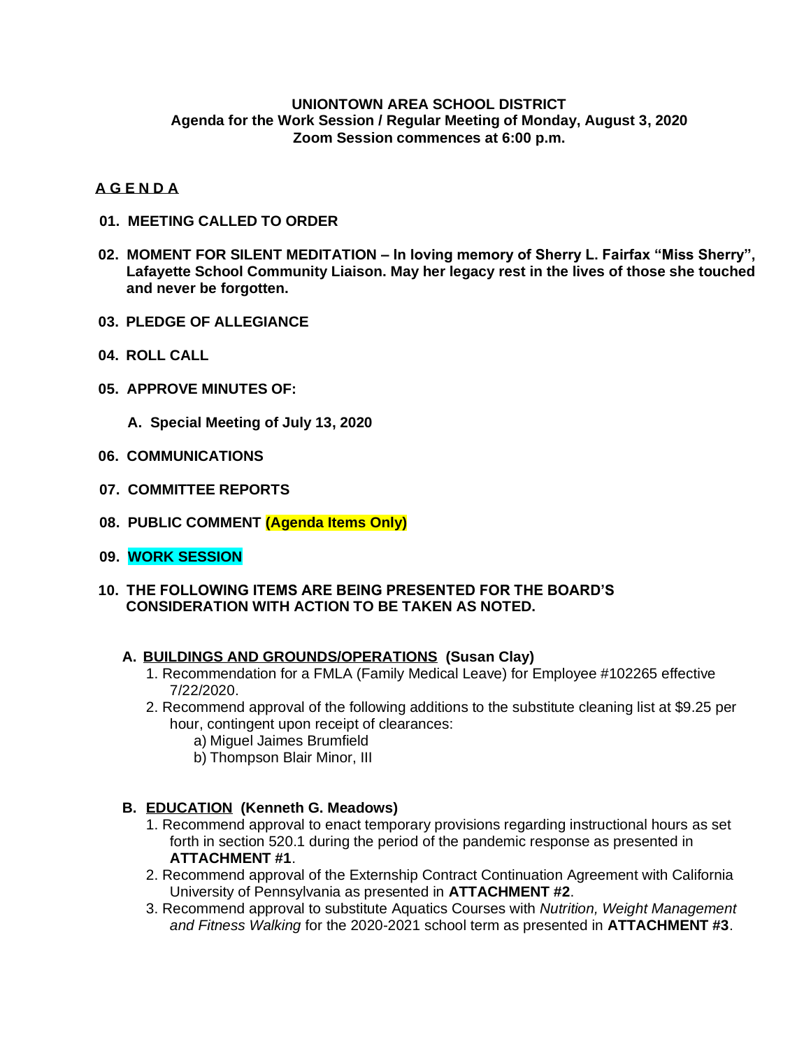**UNIONTOWN AREA SCHOOL DISTRICT**
**Agenda for the Work Session / Regular Meeting of Monday, August 3, 2020**
**Zoom Session commences at 6:00 p.m.**

## A G E N D A

**01. MEETING CALLED TO ORDER**

**02. MOMENT FOR SILENT MEDITATION – In loving memory of Sherry L. Fairfax "Miss Sherry", Lafayette School Community Liaison. May her legacy rest in the lives of those she touched and never be forgotten.**

**03. PLEDGE OF ALLEGIANCE**

**04. ROLL CALL**

**05. APPROVE MINUTES OF:**

**A. Special Meeting of July 13, 2020**

**06. COMMUNICATIONS**

**07. COMMITTEE REPORTS**

**08. PUBLIC COMMENT (Agenda Items Only)**

**09. WORK SESSION**

**10. THE FOLLOWING ITEMS ARE BEING PRESENTED FOR THE BOARD'S CONSIDERATION WITH ACTION TO BE TAKEN AS NOTED.**

**A. BUILDINGS AND GROUNDS/OPERATIONS (Susan Clay)**

1. Recommendation for a FMLA (Family Medical Leave) for Employee #102265 effective 7/22/2020.
2. Recommend approval of the following additions to the substitute cleaning list at $9.25 per hour, contingent upon receipt of clearances:
   a) Miguel Jaimes Brumfield
   b) Thompson Blair Minor, III

**B. EDUCATION (Kenneth G. Meadows)**

1. Recommend approval to enact temporary provisions regarding instructional hours as set forth in section 520.1 during the period of the pandemic response as presented in **ATTACHMENT #1**.
2. Recommend approval of the Externship Contract Continuation Agreement with California University of Pennsylvania as presented in **ATTACHMENT #2**.
3. Recommend approval to substitute Aquatics Courses with *Nutrition, Weight Management and Fitness Walking* for the 2020-2021 school term as presented in **ATTACHMENT #3**.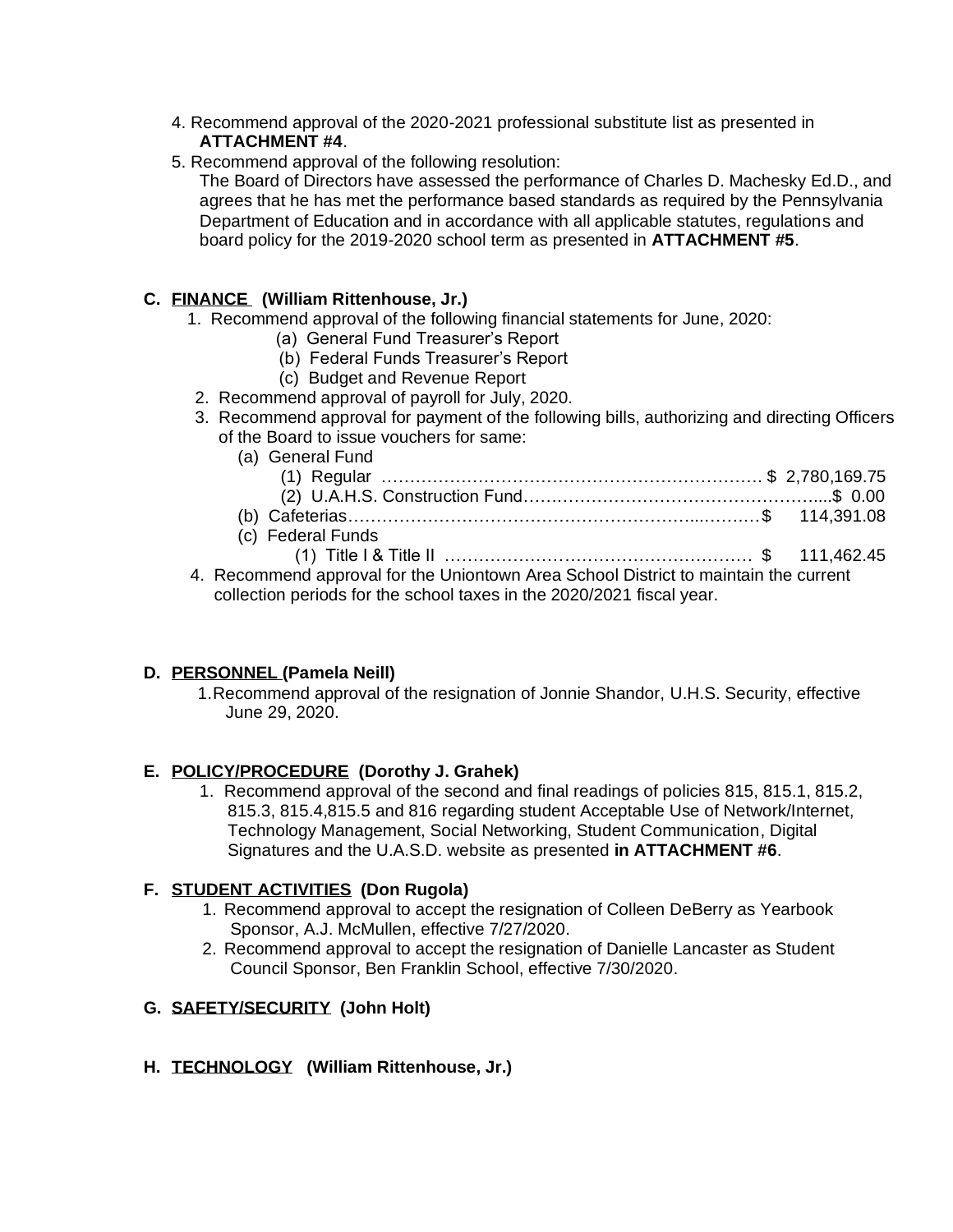4. Recommend approval of the 2020-2021 professional substitute list as presented in **ATTACHMENT #4**.
5. Recommend approval of the following resolution:
   The Board of Directors have assessed the performance of Charles D. Machesky Ed.D., and agrees that he has met the performance based standards as required by the Pennsylvania Department of Education and in accordance with all applicable statutes, regulations and board policy for the 2019-2020 school term as presented in **ATTACHMENT #5**.

**C. FINANCE (William Rittenhouse, Jr.)**

1. Recommend approval of the following financial statements for June, 2020:
   - (a) General Fund Treasurer's Report
   - (b) Federal Funds Treasurer's Report
   - (c) Budget and Revenue Report
2. Recommend approval of payroll for July, 2020.
3. Recommend approval for payment of the following bills, authorizing and directing Officers of the Board to issue vouchers for same:
   - (a) General Fund
     - (1) Regular ………………………………………………………… $ 2,780,169.75
     - (2) U.A.H.S. Construction Fund…………………………………………....$ 0.00
   - (b) Cafeterias……………………………………………………...………$ 114,391.08
   - (c) Federal Funds
     - (1) Title I & Title II ……………………………………………… $ 111,462.45
4. Recommend approval for the Uniontown Area School District to maintain the current collection periods for the school taxes in the 2020/2021 fiscal year.

**D. PERSONNEL (Pamela Neill)**

1. Recommend approval of the resignation of Jonnie Shandor, U.H.S. Security, effective June 29, 2020.

**E. POLICY/PROCEDURE (Dorothy J. Grahek)**

1. Recommend approval of the second and final readings of policies 815, 815.1, 815.2, 815.3, 815.4,815.5 and 816 regarding student Acceptable Use of Network/Internet, Technology Management, Social Networking, Student Communication, Digital Signatures and the U.A.S.D. website as presented **in ATTACHMENT #6**.

**F. STUDENT ACTIVITIES (Don Rugola)**

1. Recommend approval to accept the resignation of Colleen DeBerry as Yearbook Sponsor, A.J. McMullen, effective 7/27/2020.
2. Recommend approval to accept the resignation of Danielle Lancaster as Student Council Sponsor, Ben Franklin School, effective 7/30/2020.

**G. SAFETY/SECURITY (John Holt)**

**H. TECHNOLOGY (William Rittenhouse, Jr.)**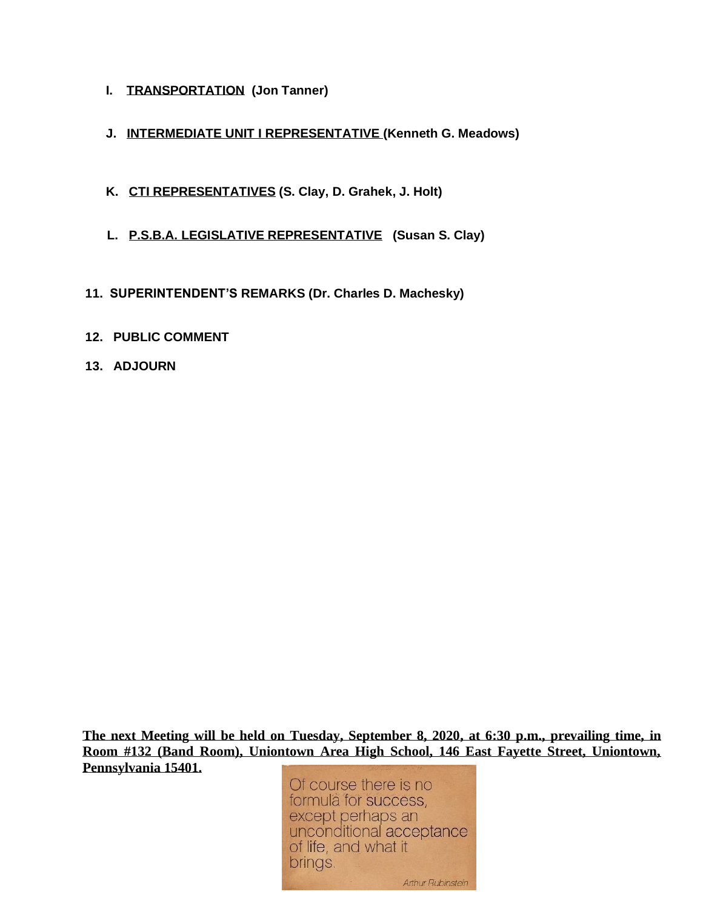I. **TRANSPORTATION** **(Jon Tanner)**

J. **INTERMEDIATE UNIT I REPRESENTATIVE** **(Kenneth G. Meadows)**

K. **CTI REPRESENTATIVES** **(S. Clay, D. Grahek, J. Holt)**

L. **P.S.B.A. LEGISLATIVE REPRESENTATIVE** **(Susan S. Clay)**

**11. SUPERINTENDENT'S REMARKS (Dr. Charles D. Machesky)**

**12. PUBLIC COMMENT**

**13. ADJOURN**

**The next Meeting will be held on Tuesday, September 8, 2020, at 6:30 p.m., prevailing time, in Room #132 (Band Room), Uniontown Area High School, 146 East Fayette Street, Uniontown, Pennsylvania 15401.**

Of course there is no formula for success, except perhaps an unconditional acceptance of life, and what it brings.

*Arthur Rubinstein*